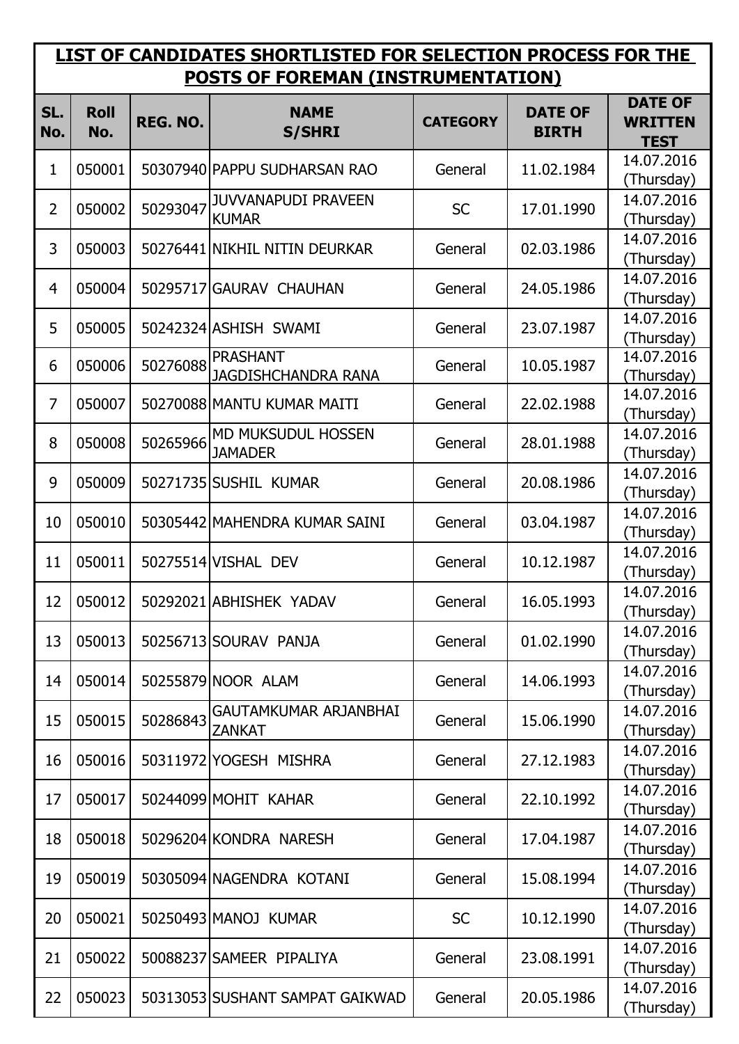## LIST OF CANDIDATES SHORTLISTED FOR SELECTION PROCESS FOR THE POSTS OF FOREMAN (INSTRUMENTATION)

| SL. No. | Roll No. | REG. NO. | NAME S/SHRI | CATEGORY | DATE OF BIRTH | DATE OF WRITTEN TEST |
|---|---|---|---|---|---|---|
| 1 | 050001 | 50307940 | PAPPU SUDHARSAN RAO | General | 11.02.1984 | 14.07.2016 (Thursday) |
| 2 | 050002 | 50293047 | JUVVANAPUDI PRAVEEN KUMAR | SC | 17.01.1990 | 14.07.2016 (Thursday) |
| 3 | 050003 | 50276441 | NIKHIL NITIN DEURKAR | General | 02.03.1986 | 14.07.2016 (Thursday) |
| 4 | 050004 | 50295717 | GAURAV CHAUHAN | General | 24.05.1986 | 14.07.2016 (Thursday) |
| 5 | 050005 | 50242324 | ASHISH SWAMI | General | 23.07.1987 | 14.07.2016 (Thursday) |
| 6 | 050006 | 50276088 | PRASHANT JAGDISHCHANDRA RANA | General | 10.05.1987 | 14.07.2016 (Thursday) |
| 7 | 050007 | 50270088 | MANTU KUMAR MAITI | General | 22.02.1988 | 14.07.2016 (Thursday) |
| 8 | 050008 | 50265966 | MD MUKSUDUL HOSSEN JAMADER | General | 28.01.1988 | 14.07.2016 (Thursday) |
| 9 | 050009 | 50271735 | SUSHIL KUMAR | General | 20.08.1986 | 14.07.2016 (Thursday) |
| 10 | 050010 | 50305442 | MAHENDRA KUMAR SAINI | General | 03.04.1987 | 14.07.2016 (Thursday) |
| 11 | 050011 | 50275514 | VISHAL DEV | General | 10.12.1987 | 14.07.2016 (Thursday) |
| 12 | 050012 | 50292021 | ABHISHEK YADAV | General | 16.05.1993 | 14.07.2016 (Thursday) |
| 13 | 050013 | 50256713 | SOURAV PANJA | General | 01.02.1990 | 14.07.2016 (Thursday) |
| 14 | 050014 | 50255879 | NOOR ALAM | General | 14.06.1993 | 14.07.2016 (Thursday) |
| 15 | 050015 | 50286843 | GAUTAMKUMAR ARJANBHAI ZANKAT | General | 15.06.1990 | 14.07.2016 (Thursday) |
| 16 | 050016 | 50311972 | YOGESH MISHRA | General | 27.12.1983 | 14.07.2016 (Thursday) |
| 17 | 050017 | 50244099 | MOHIT KAHAR | General | 22.10.1992 | 14.07.2016 (Thursday) |
| 18 | 050018 | 50296204 | KONDRA NARESH | General | 17.04.1987 | 14.07.2016 (Thursday) |
| 19 | 050019 | 50305094 | NAGENDRA KOTANI | General | 15.08.1994 | 14.07.2016 (Thursday) |
| 20 | 050021 | 50250493 | MANOJ KUMAR | SC | 10.12.1990 | 14.07.2016 (Thursday) |
| 21 | 050022 | 50088237 | SAMEER PIPALIYA | General | 23.08.1991 | 14.07.2016 (Thursday) |
| 22 | 050023 | 50313053 | SUSHANT SAMPAT GAIKWAD | General | 20.05.1986 | 14.07.2016 (Thursday) |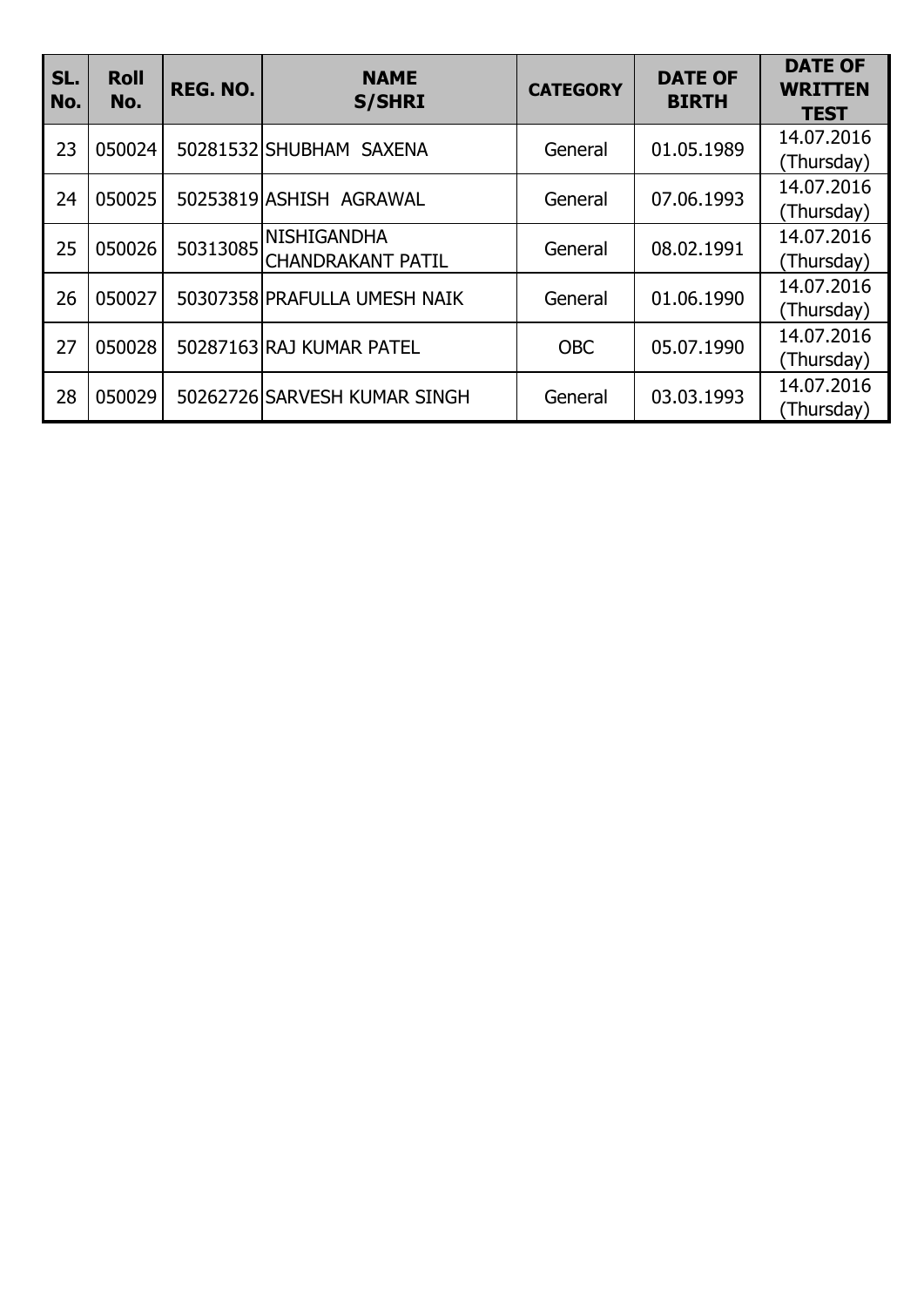| SL. No. | Roll No. | REG. NO. | NAME S/SHRI | CATEGORY | DATE OF BIRTH | DATE OF WRITTEN TEST |
|---|---|---|---|---|---|---|
| 23 | 050024 | 50281532 | SHUBHAM SAXENA | General | 01.05.1989 | 14.07.2016 (Thursday) |
| 24 | 050025 | 50253819 | ASHISH AGRAWAL | General | 07.06.1993 | 14.07.2016 (Thursday) |
| 25 | 050026 | 50313085 | NISHIGANDHA CHANDRAKANT PATIL | General | 08.02.1991 | 14.07.2016 (Thursday) |
| 26 | 050027 | 50307358 | PRAFULLA UMESH NAIK | General | 01.06.1990 | 14.07.2016 (Thursday) |
| 27 | 050028 | 50287163 | RAJ KUMAR PATEL | OBC | 05.07.1990 | 14.07.2016 (Thursday) |
| 28 | 050029 | 50262726 | SARVESH KUMAR SINGH | General | 03.03.1993 | 14.07.2016 (Thursday) |